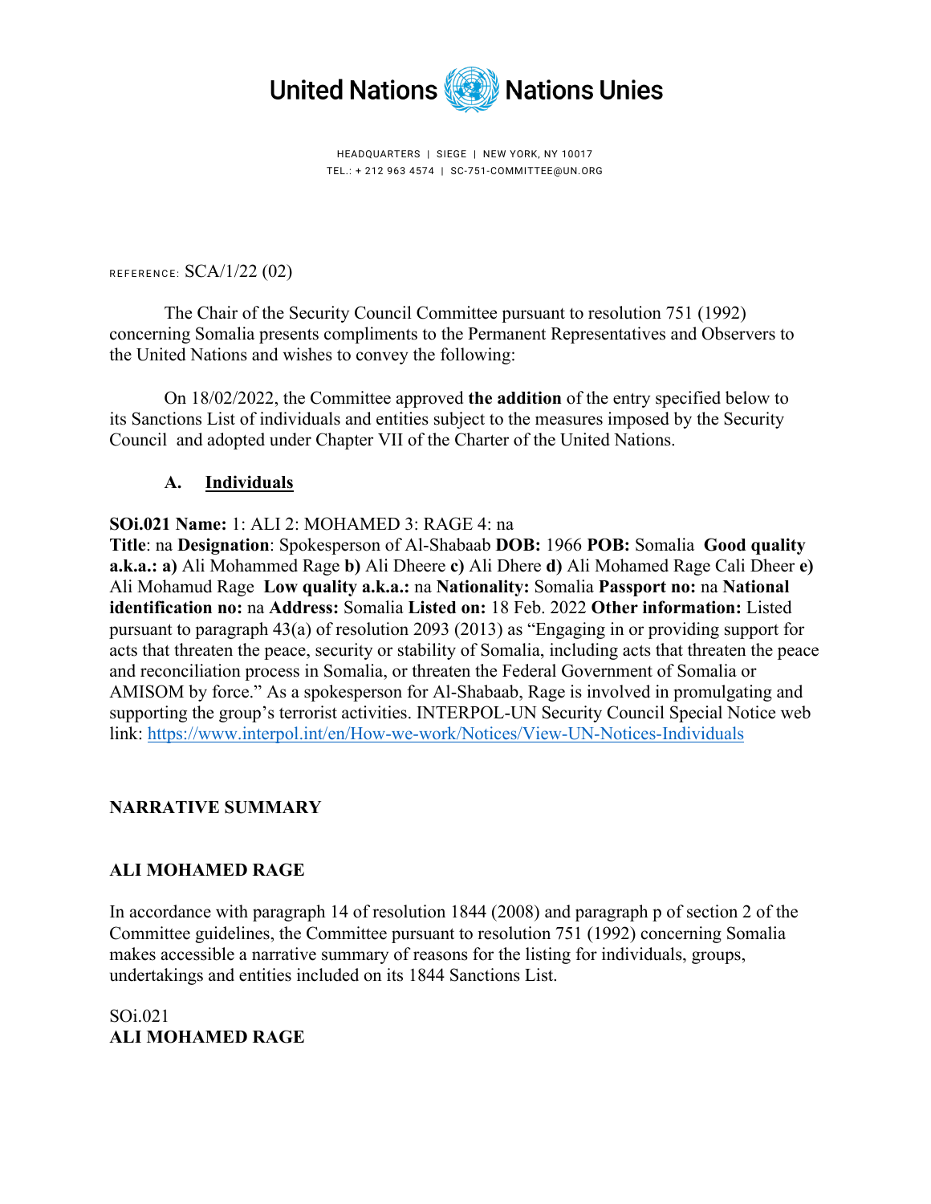United Nations Nations Unies

HEADQUARTERS | SIEGE | NEW YORK, NY 10017
TEL.: + 212 963 4574 | SC-751-COMMITTEE@UN.ORG

REFERENCE: SCA/1/22 (02)

The Chair of the Security Council Committee pursuant to resolution 751 (1992) concerning Somalia presents compliments to the Permanent Representatives and Observers to the United Nations and wishes to convey the following:

On 18/02/2022, the Committee approved **the addition** of the entry specified below to its Sanctions List of individuals and entities subject to the measures imposed by the Security Council and adopted under Chapter VII of the Charter of the United Nations.

**A. Individuals**

**SOi.021 Name:** 1: ALI 2: MOHAMED 3: RAGE 4: na
**Title**: na **Designation**: Spokesperson of Al-Shabaab **DOB:** 1966 **POB:** Somalia **Good quality a.k.a.: a)** Ali Mohammed Rage **b)** Ali Dheere **c)** Ali Dhere **d)** Ali Mohamed Rage Cali Dheer **e)** Ali Mohamud Rage **Low quality a.k.a.:** na **Nationality:** Somalia **Passport no:** na **National identification no:** na **Address:** Somalia **Listed on:** 18 Feb. 2022 **Other information:** Listed pursuant to paragraph 43(a) of resolution 2093 (2013) as "Engaging in or providing support for acts that threaten the peace, security or stability of Somalia, including acts that threaten the peace and reconciliation process in Somalia, or threaten the Federal Government of Somalia or AMISOM by force." As a spokesperson for Al-Shabaab, Rage is involved in promulgating and supporting the group's terrorist activities. INTERPOL-UN Security Council Special Notice web link: https://www.interpol.int/en/How-we-work/Notices/View-UN-Notices-Individuals

**NARRATIVE SUMMARY**

**ALI MOHAMED RAGE**

In accordance with paragraph 14 of resolution 1844 (2008) and paragraph p of section 2 of the Committee guidelines, the Committee pursuant to resolution 751 (1992) concerning Somalia makes accessible a narrative summary of reasons for the listing for individuals, groups, undertakings and entities included on its 1844 Sanctions List.

SOi.021
**ALI MOHAMED RAGE**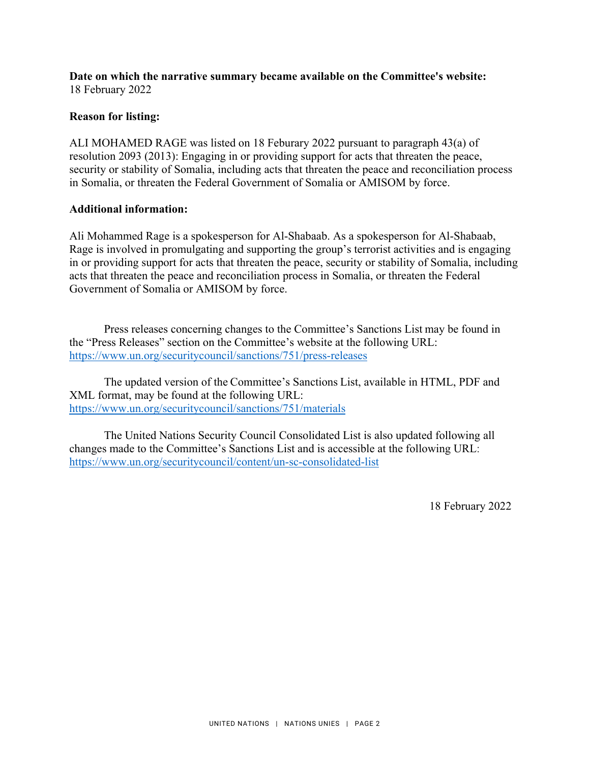**Date on which the narrative summary became available on the Committee's website:**
18 February 2022

**Reason for listing:**

ALI MOHAMED RAGE was listed on 18 Feburary 2022 pursuant to paragraph 43(a) of resolution 2093 (2013): Engaging in or providing support for acts that threaten the peace, security or stability of Somalia, including acts that threaten the peace and reconciliation process in Somalia, or threaten the Federal Government of Somalia or AMISOM by force.

**Additional information:**

Ali Mohammed Rage is a spokesperson for Al-Shabaab. As a spokesperson for Al-Shabaab, Rage is involved in promulgating and supporting the group's terrorist activities and is engaging in or providing support for acts that threaten the peace, security or stability of Somalia, including acts that threaten the peace and reconciliation process in Somalia, or threaten the Federal Government of Somalia or AMISOM by force.

Press releases concerning changes to the Committee's Sanctions List may be found in the "Press Releases" section on the Committee's website at the following URL: https://www.un.org/securitycouncil/sanctions/751/press-releases

The updated version of the Committee's Sanctions List, available in HTML, PDF and XML format, may be found at the following URL: https://www.un.org/securitycouncil/sanctions/751/materials

The United Nations Security Council Consolidated List is also updated following all changes made to the Committee's Sanctions List and is accessible at the following URL: https://www.un.org/securitycouncil/content/un-sc-consolidated-list

18 February 2022